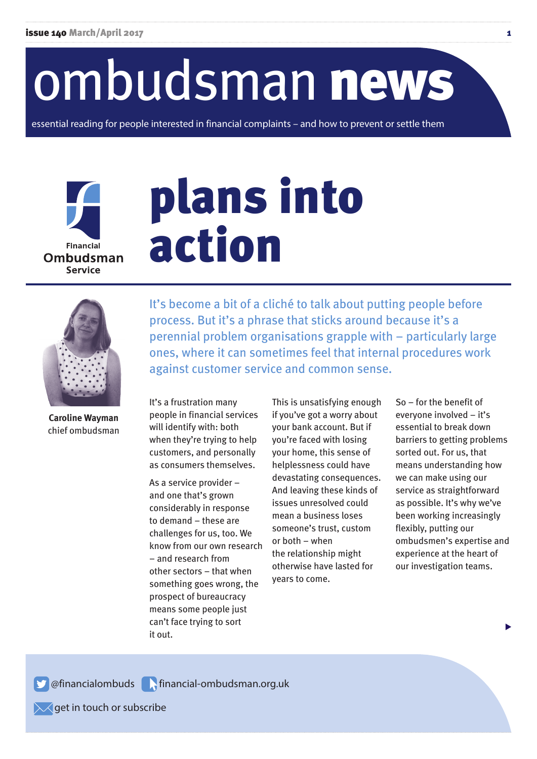# ombudsman news

essential reading for people interested in financial complaints – and how to prevent or settle them

Financial Ombudsman Service

# plans into action

**Caroline Wayman**
chief ombudsman

It's become a bit of a cliché to talk about putting people before process. But it's a phrase that sticks around because it's a perennial problem organisations grapple with – particularly large ones, where it can sometimes feel that internal procedures work against customer service and common sense.

It's a frustration many people in financial services will identify with: both when they're trying to help customers, and personally as consumers themselves.

As a service provider – and one that's grown considerably in response to demand – these are challenges for us, too. We know from our own research – and research from other sectors – that when something goes wrong, the prospect of bureaucracy means some people just can't face trying to sort it out.

This is unsatisfying enough if you've got a worry about your bank account. But if you're faced with losing your home, this sense of helplessness could have devastating consequences. And leaving these kinds of issues unresolved could mean a business loses someone's trust, custom or both – when the relationship might otherwise have lasted for years to come.

So – for the benefit of everyone involved – it's essential to break down barriers to getting problems sorted out. For us, that means understanding how we can make using our service as straightforward as possible. It's why we've been working increasingly flexibly, putting our ombudsmen's expertise and experience at the heart of our investigation teams.

@financialombuds financial-ombudsman.org.uk

get in touch or subscribe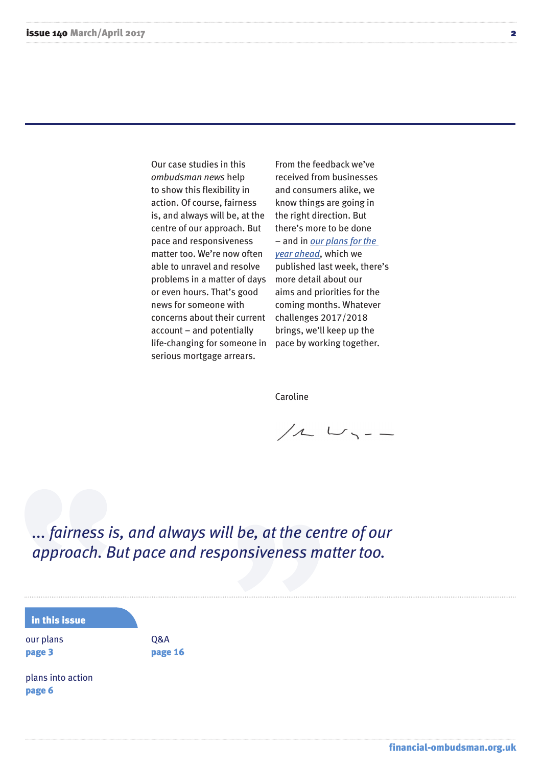Our case studies in this *ombudsman news* help to show this flexibility in action. Of course, fairness is, and always will be, at the centre of our approach. But pace and responsiveness matter too. We're now often able to unravel and resolve problems in a matter of days or even hours. That's good news for someone with concerns about their current account – and potentially life-changing for someone in serious mortgage arrears.

From the feedback we've received from businesses and consumers alike, we know things are going in the right direction. But there's more to be done – and in *our plans for the year ahead*, which we published last week, there's more detail about our aims and priorities for the coming months. Whatever challenges 2017/2018 brings, we'll keep up the pace by working together.

Caroline

> *... fairness is, and always will be, at the centre of our approach. But pace and responsiveness matter too.*

**in this issue**

our plans
**page 3**

plans into action
**page 6**

Q&A
**page 16**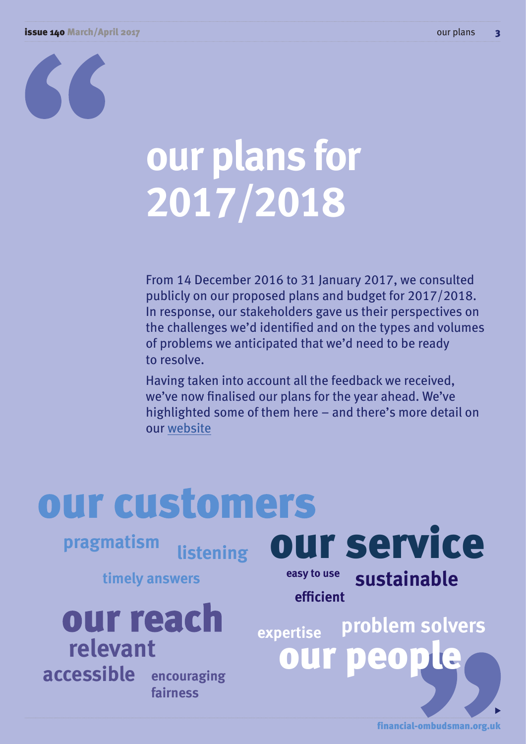# our plans for 2017/2018

From 14 December 2016 to 31 January 2017, we consulted publicly on our proposed plans and budget for 2017/2018. In response, our stakeholders gave us their perspectives on the challenges we'd identified and on the types and volumes of problems we anticipated that we'd need to be ready to resolve.

Having taken into account all the feedback we received, we've now finalised our plans for the year ahead. We've highlighted some of them here – and there's more detail on our website

## our customers

pragmatism

listening

timely answers

## our service

easy to use

sustainable

efficient

## our reach

relevant

accessible

encouraging fairness

## our people

expertise

problem solvers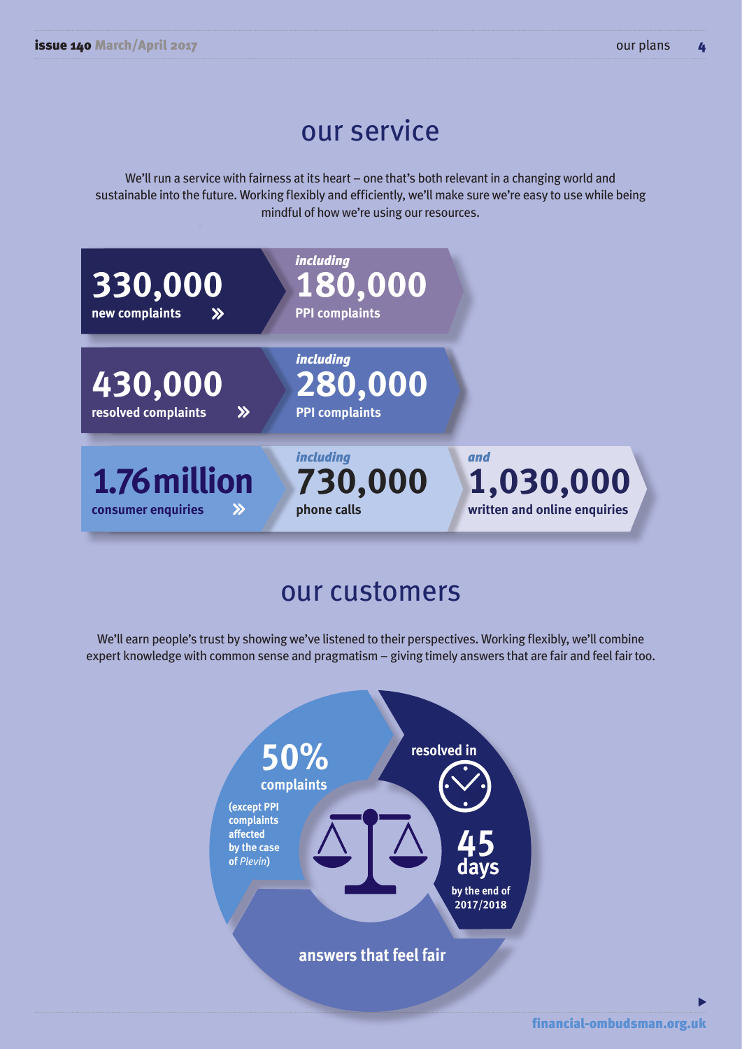## our service

We'll run a service with fairness at its heart – one that's both relevant in a changing world and sustainable into the future. Working flexibly and efficiently, we'll make sure we're easy to use while being mindful of how we're using our resources.

**330,000** new complaints » *including* **180,000** PPI complaints

**430,000** resolved complaints » *including* **280,000** PPI complaints

**1.76 million** consumer enquiries » *including* **730,000** phone calls *and* **1,030,000** written and online enquiries

## our customers

We'll earn people's trust by showing we've listened to their perspectives. Working flexibly, we'll combine expert knowledge with common sense and pragmatism – giving timely answers that are fair and feel fair too.

**50%** complaints (except PPI complaints affected by the case of *Plevin*) resolved in **45 days** by the end of 2017/2018

answers that feel fair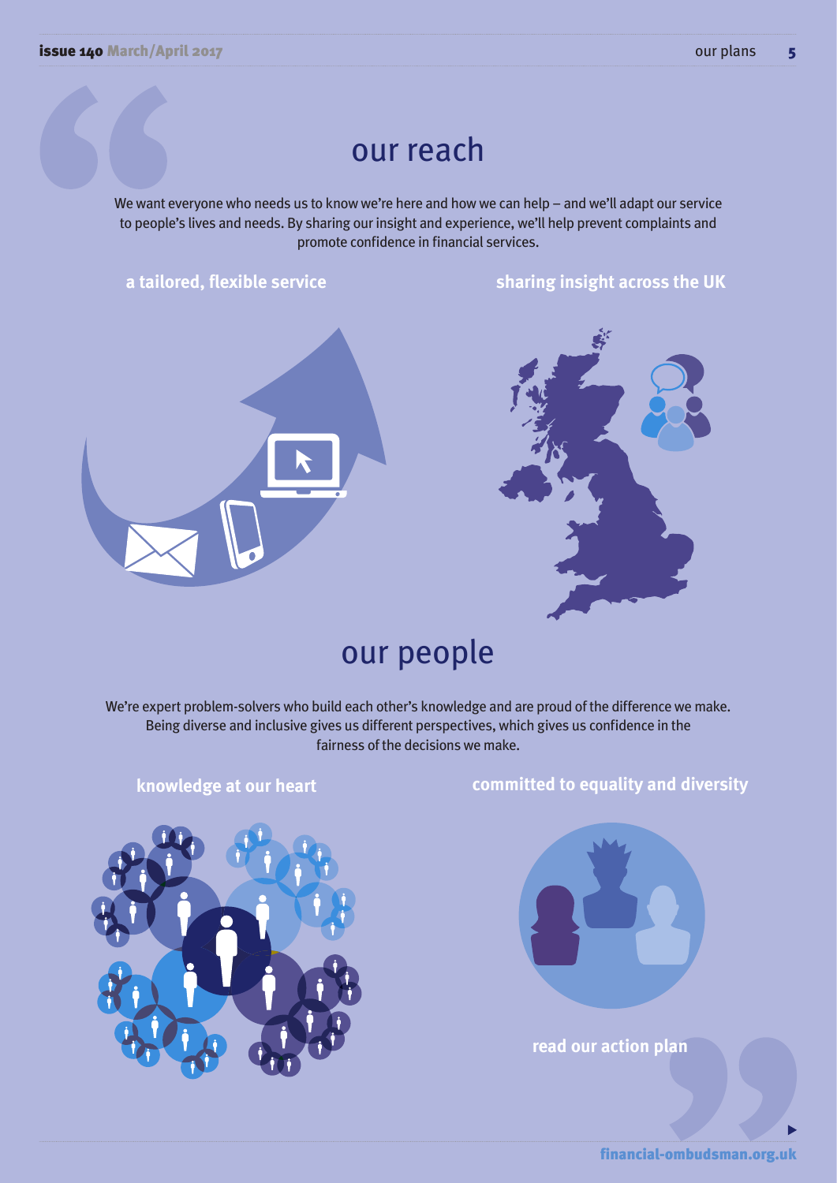# our reach

We want everyone who needs us to know we're here and how we can help – and we'll adapt our service to people's lives and needs. By sharing our insight and experience, we'll help prevent complaints and promote confidence in financial services.

### a tailored, flexible service

### sharing insight across the UK

# our people

We're expert problem-solvers who build each other's knowledge and are proud of the difference we make. Being diverse and inclusive gives us different perspectives, which gives us confidence in the fairness of the decisions we make.

### knowledge at our heart

### committed to equality and diversity

**read our action plan**

**financial-ombudsman.org.uk**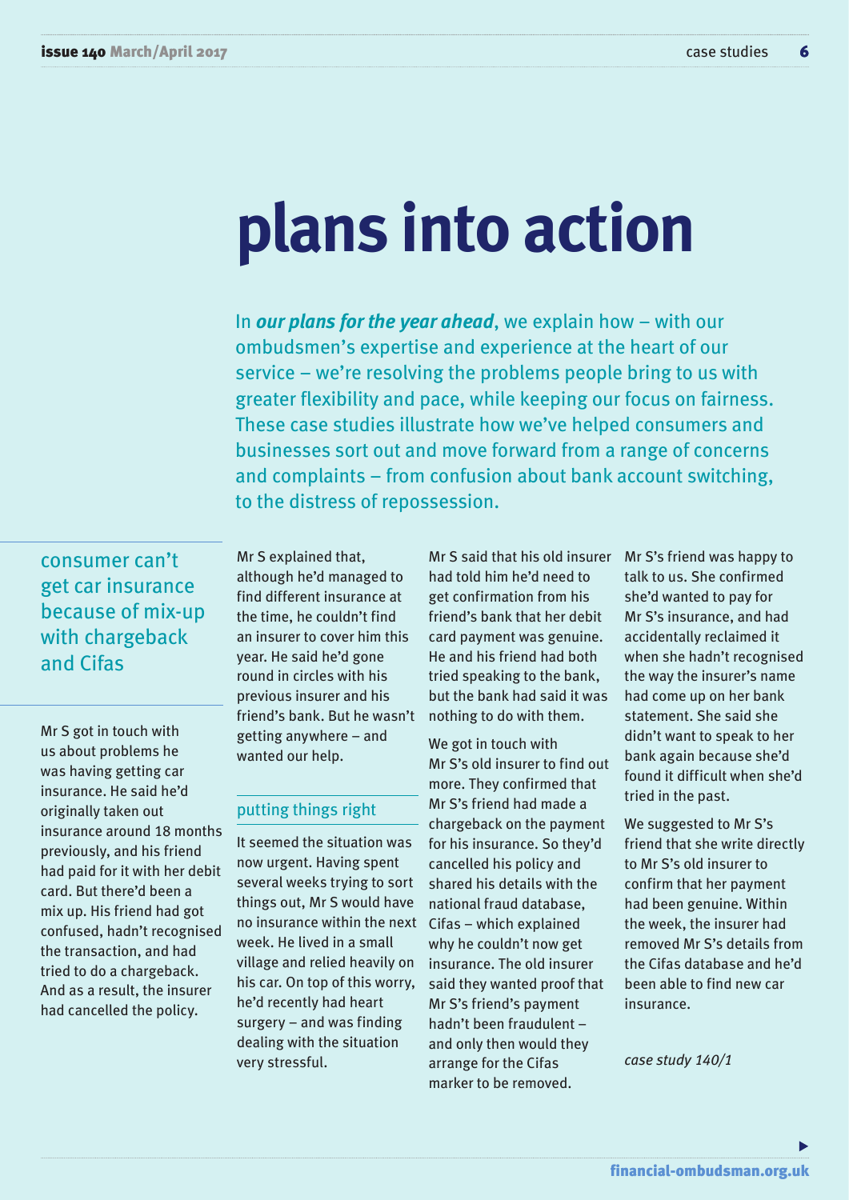# plans into action

In ***our plans for the year ahead***, we explain how – with our ombudsmen's expertise and experience at the heart of our service – we're resolving the problems people bring to us with greater flexibility and pace, while keeping our focus on fairness. These case studies illustrate how we've helped consumers and businesses sort out and move forward from a range of concerns and complaints – from confusion about bank account switching, to the distress of repossession.

## consumer can't get car insurance because of mix-up with chargeback and Cifas

Mr S got in touch with us about problems he was having getting car insurance. He said he'd originally taken out insurance around 18 months previously, and his friend had paid for it with her debit card. But there'd been a mix up. His friend had got confused, hadn't recognised the transaction, and had tried to do a chargeback. And as a result, the insurer had cancelled the policy.

Mr S explained that, although he'd managed to find different insurance at the time, he couldn't find an insurer to cover him this year. He said he'd gone round in circles with his previous insurer and his friend's bank. But he wasn't getting anywhere – and wanted our help.

### putting things right

It seemed the situation was now urgent. Having spent several weeks trying to sort things out, Mr S would have no insurance within the next week. He lived in a small village and relied heavily on his car. On top of this worry, he'd recently had heart surgery – and was finding dealing with the situation very stressful.

Mr S said that his old insurer had told him he'd need to get confirmation from his friend's bank that her debit card payment was genuine. He and his friend had both tried speaking to the bank, but the bank had said it was nothing to do with them.

We got in touch with Mr S's old insurer to find out more. They confirmed that Mr S's friend had made a chargeback on the payment for his insurance. So they'd cancelled his policy and shared his details with the national fraud database, Cifas – which explained why he couldn't now get insurance. The old insurer said they wanted proof that Mr S's friend's payment hadn't been fraudulent – and only then would they arrange for the Cifas marker to be removed.

Mr S's friend was happy to talk to us. She confirmed she'd wanted to pay for Mr S's insurance, and had accidentally reclaimed it when she hadn't recognised the way the insurer's name had come up on her bank statement. She said she didn't want to speak to her bank again because she'd found it difficult when she'd tried in the past.

We suggested to Mr S's friend that she write directly to Mr S's old insurer to confirm that her payment had been genuine. Within the week, the insurer had removed Mr S's details from the Cifas database and he'd been able to find new car insurance.

*case study 140/1*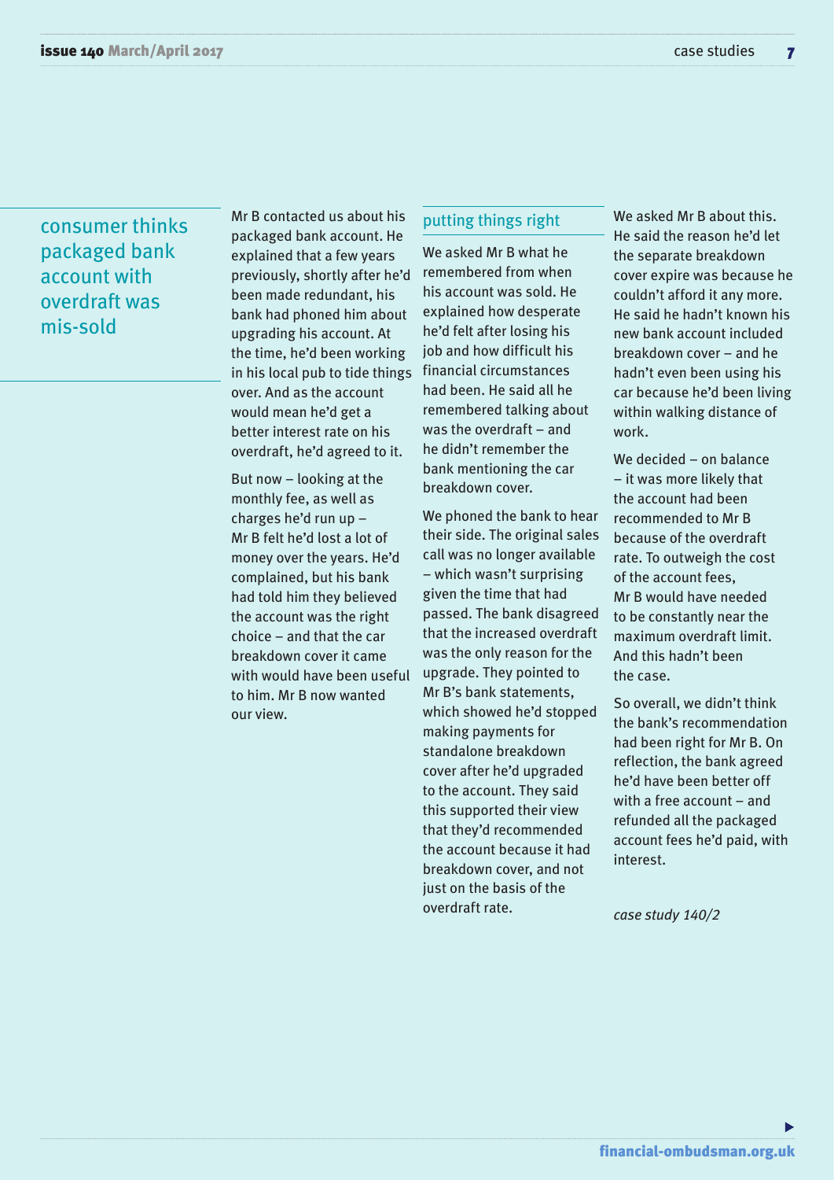## consumer thinks packaged bank account with overdraft was mis-sold

Mr B contacted us about his packaged bank account. He explained that a few years previously, shortly after he'd been made redundant, his bank had phoned him about upgrading his account. At the time, he'd been working in his local pub to tide things over. And as the account would mean he'd get a better interest rate on his overdraft, he'd agreed to it.

But now – looking at the monthly fee, as well as charges he'd run up – Mr B felt he'd lost a lot of money over the years. He'd complained, but his bank had told him they believed the account was the right choice – and that the car breakdown cover it came with would have been useful to him. Mr B now wanted our view.

### putting things right

We asked Mr B what he remembered from when his account was sold. He explained how desperate he'd felt after losing his job and how difficult his financial circumstances had been. He said all he remembered talking about was the overdraft – and he didn't remember the bank mentioning the car breakdown cover.

We phoned the bank to hear their side. The original sales call was no longer available – which wasn't surprising given the time that had passed. The bank disagreed that the increased overdraft was the only reason for the upgrade. They pointed to Mr B's bank statements, which showed he'd stopped making payments for standalone breakdown cover after he'd upgraded to the account. They said this supported their view that they'd recommended the account because it had breakdown cover, and not just on the basis of the overdraft rate.

We asked Mr B about this. He said the reason he'd let the separate breakdown cover expire was because he couldn't afford it any more. He said he hadn't known his new bank account included breakdown cover – and he hadn't even been using his car because he'd been living within walking distance of work.

We decided – on balance – it was more likely that the account had been recommended to Mr B because of the overdraft rate. To outweigh the cost of the account fees, Mr B would have needed to be constantly near the maximum overdraft limit. And this hadn't been the case.

So overall, we didn't think the bank's recommendation had been right for Mr B. On reflection, the bank agreed he'd have been better off with a free account – and refunded all the packaged account fees he'd paid, with interest.

*case study 140/2*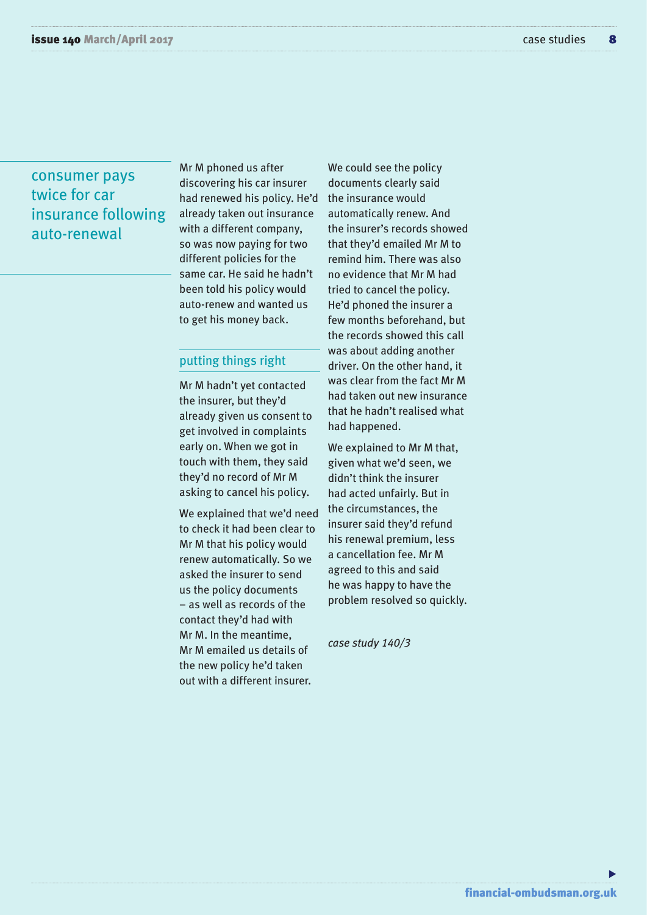## consumer pays twice for car insurance following auto-renewal

Mr M phoned us after discovering his car insurer had renewed his policy. He'd already taken out insurance with a different company, so was now paying for two different policies for the same car. He said he hadn't been told his policy would auto-renew and wanted us to get his money back.

### putting things right

Mr M hadn't yet contacted the insurer, but they'd already given us consent to get involved in complaints early on. When we got in touch with them, they said they'd no record of Mr M asking to cancel his policy.

We explained that we'd need to check it had been clear to Mr M that his policy would renew automatically. So we asked the insurer to send us the policy documents – as well as records of the contact they'd had with Mr M. In the meantime, Mr M emailed us details of the new policy he'd taken out with a different insurer.

We could see the policy documents clearly said the insurance would automatically renew. And the insurer's records showed that they'd emailed Mr M to remind him. There was also no evidence that Mr M had tried to cancel the policy. He'd phoned the insurer a few months beforehand, but the records showed this call was about adding another driver. On the other hand, it was clear from the fact Mr M had taken out new insurance that he hadn't realised what had happened.

We explained to Mr M that, given what we'd seen, we didn't think the insurer had acted unfairly. But in the circumstances, the insurer said they'd refund his renewal premium, less a cancellation fee. Mr M agreed to this and said he was happy to have the problem resolved so quickly.

*case study 140/3*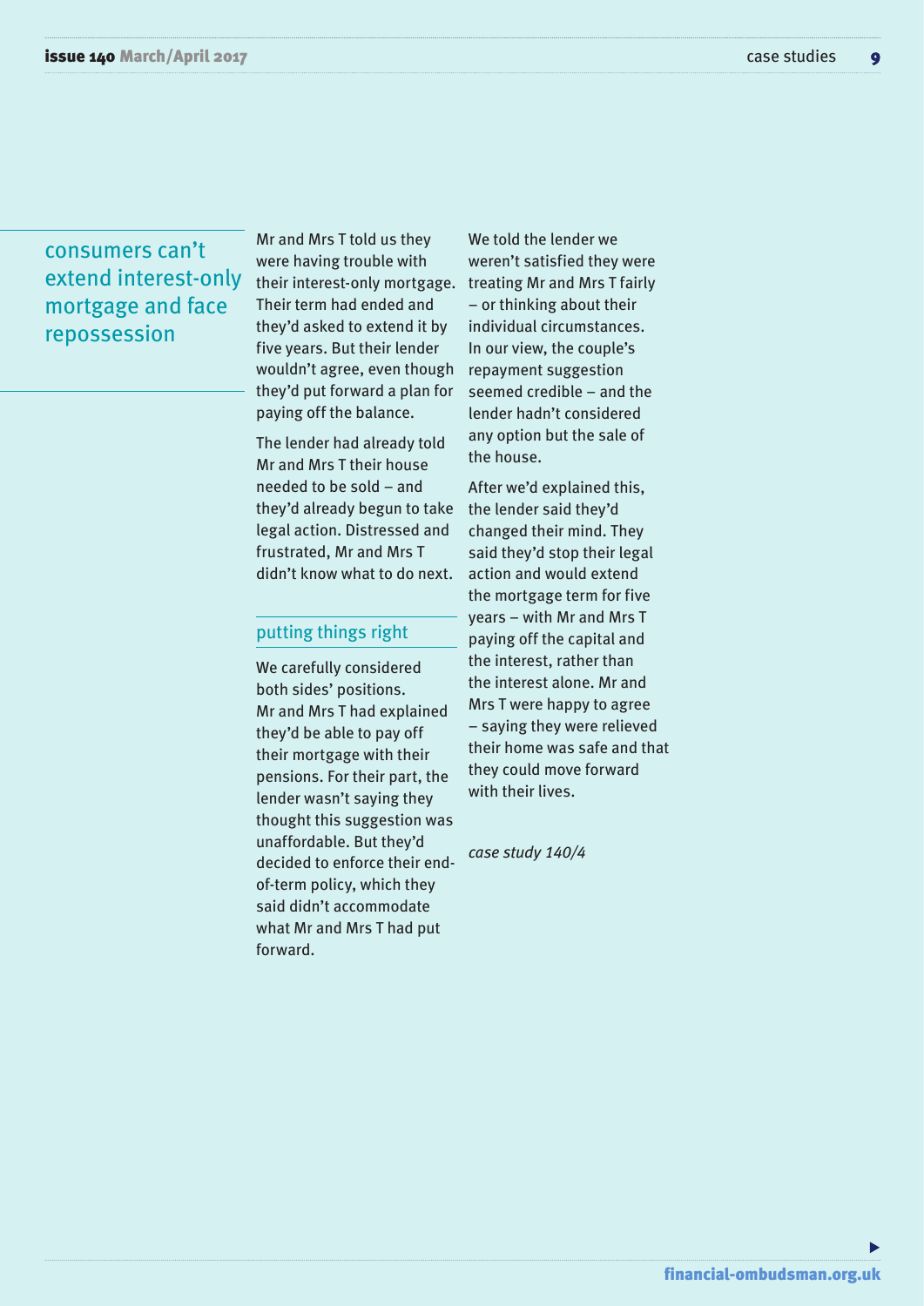## consumers can't extend interest-only mortgage and face repossession

Mr and Mrs T told us they were having trouble with their interest-only mortgage. Their term had ended and they'd asked to extend it by five years. But their lender wouldn't agree, even though they'd put forward a plan for paying off the balance.

The lender had already told Mr and Mrs T their house needed to be sold – and they'd already begun to take legal action. Distressed and frustrated, Mr and Mrs T didn't know what to do next.

### putting things right

We carefully considered both sides' positions. Mr and Mrs T had explained they'd be able to pay off their mortgage with their pensions. For their part, the lender wasn't saying they thought this suggestion was unaffordable. But they'd decided to enforce their end-of-term policy, which they said didn't accommodate what Mr and Mrs T had put forward.

We told the lender we weren't satisfied they were treating Mr and Mrs T fairly – or thinking about their individual circumstances. In our view, the couple's repayment suggestion seemed credible – and the lender hadn't considered any option but the sale of the house.

After we'd explained this, the lender said they'd changed their mind. They said they'd stop their legal action and would extend the mortgage term for five years – with Mr and Mrs T paying off the capital and the interest, rather than the interest alone. Mr and Mrs T were happy to agree – saying they were relieved their home was safe and that they could move forward with their lives.

*case study 140/4*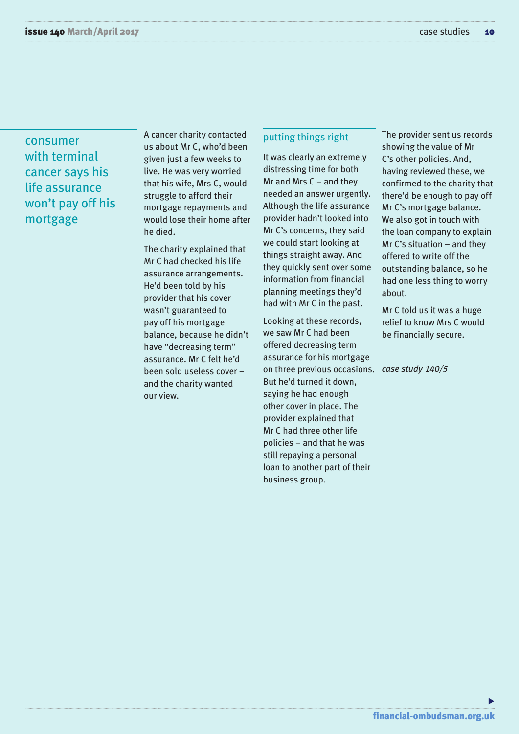## consumer with terminal cancer says his life assurance won't pay off his mortgage

A cancer charity contacted us about Mr C, who'd been given just a few weeks to live. He was very worried that his wife, Mrs C, would struggle to afford their mortgage repayments and would lose their home after he died.

The charity explained that Mr C had checked his life assurance arrangements. He'd been told by his provider that his cover wasn't guaranteed to pay off his mortgage balance, because he didn't have "decreasing term" assurance. Mr C felt he'd been sold useless cover – and the charity wanted our view.

### putting things right

It was clearly an extremely distressing time for both Mr and Mrs C – and they needed an answer urgently. Although the life assurance provider hadn't looked into Mr C's concerns, they said we could start looking at things straight away. And they quickly sent over some information from financial planning meetings they'd had with Mr C in the past.

Looking at these records, we saw Mr C had been offered decreasing term assurance for his mortgage on three previous occasions. But he'd turned it down, saying he had enough other cover in place. The provider explained that Mr C had three other life policies – and that he was still repaying a personal loan to another part of their business group.

The provider sent us records showing the value of Mr C's other policies. And, having reviewed these, we confirmed to the charity that there'd be enough to pay off Mr C's mortgage balance. We also got in touch with the loan company to explain Mr C's situation – and they offered to write off the outstanding balance, so he had one less thing to worry about.

Mr C told us it was a huge relief to know Mrs C would be financially secure.

*case study 140/5*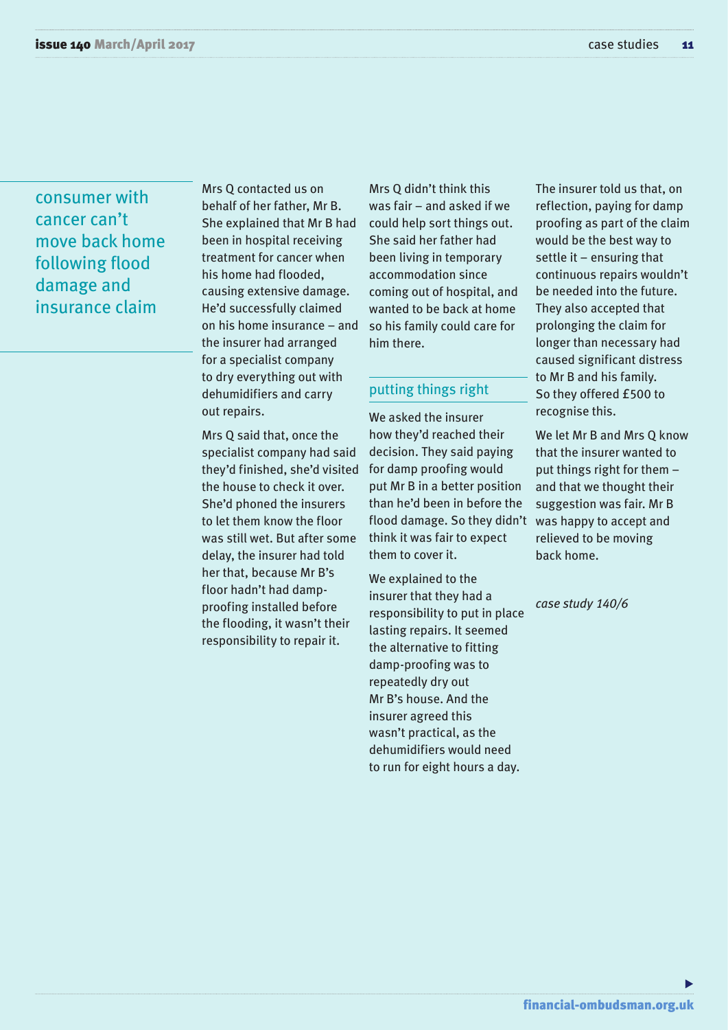## consumer with cancer can't move back home following flood damage and insurance claim

Mrs Q contacted us on behalf of her father, Mr B. She explained that Mr B had been in hospital receiving treatment for cancer when his home had flooded, causing extensive damage. He'd successfully claimed on his home insurance – and the insurer had arranged for a specialist company to dry everything out with dehumidifiers and carry out repairs.

Mrs Q said that, once the specialist company had said they'd finished, she'd visited the house to check it over. She'd phoned the insurers to let them know the floor was still wet. But after some delay, the insurer had told her that, because Mr B's floor hadn't had damp-proofing installed before the flooding, it wasn't their responsibility to repair it.

Mrs Q didn't think this was fair – and asked if we could help sort things out. She said her father had been living in temporary accommodation since coming out of hospital, and wanted to be back at home so his family could care for him there.

### putting things right

We asked the insurer how they'd reached their decision. They said paying for damp proofing would put Mr B in a better position than he'd been in before the flood damage. So they didn't think it was fair to expect them to cover it.

We explained to the insurer that they had a responsibility to put in place lasting repairs. It seemed the alternative to fitting damp-proofing was to repeatedly dry out Mr B's house. And the insurer agreed this wasn't practical, as the dehumidifiers would need to run for eight hours a day.

The insurer told us that, on reflection, paying for damp proofing as part of the claim would be the best way to settle it – ensuring that continuous repairs wouldn't be needed into the future. They also accepted that prolonging the claim for longer than necessary had caused significant distress to Mr B and his family. So they offered £500 to recognise this.

We let Mr B and Mrs Q know that the insurer wanted to put things right for them – and that we thought their suggestion was fair. Mr B was happy to accept and relieved to be moving back home.

*case study 140/6*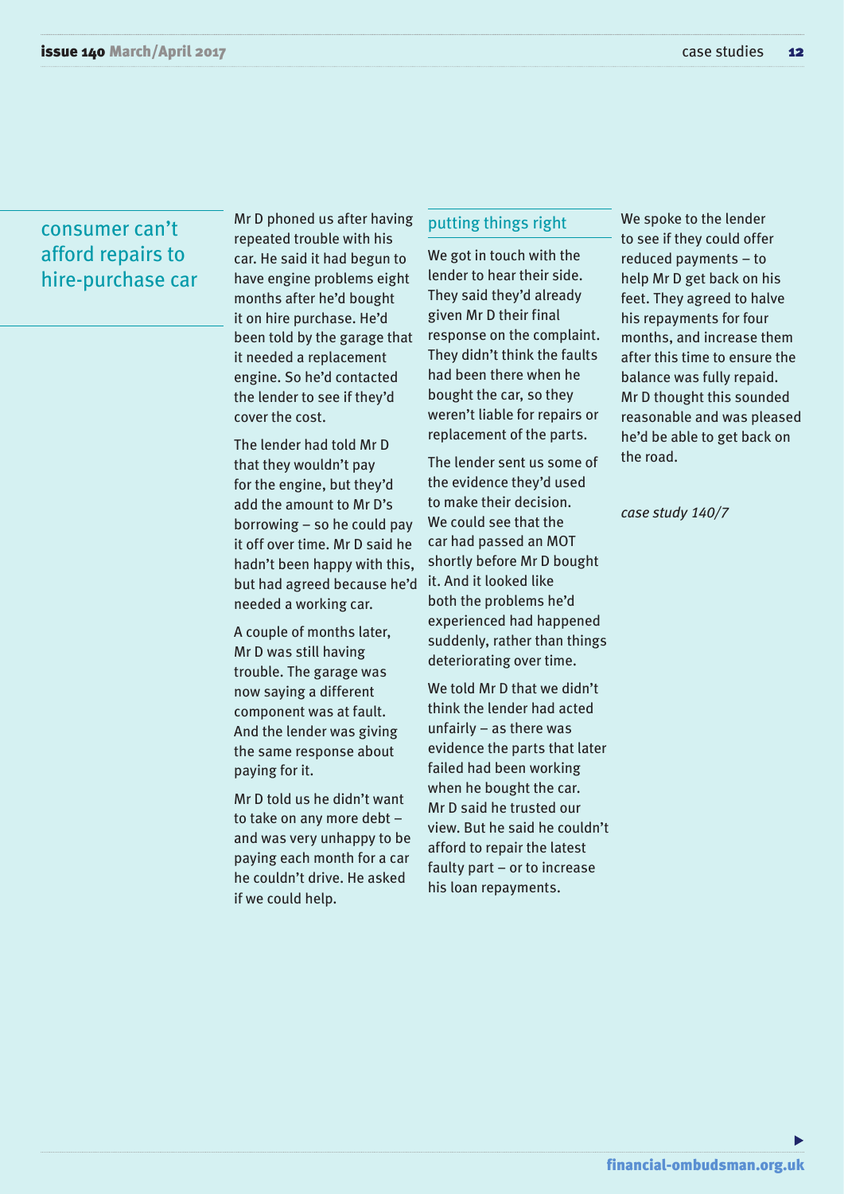## consumer can't afford repairs to hire-purchase car

Mr D phoned us after having repeated trouble with his car. He said it had begun to have engine problems eight months after he'd bought it on hire purchase. He'd been told by the garage that it needed a replacement engine. So he'd contacted the lender to see if they'd cover the cost.

The lender had told Mr D that they wouldn't pay for the engine, but they'd add the amount to Mr D's borrowing – so he could pay it off over time. Mr D said he hadn't been happy with this, but had agreed because he'd needed a working car.

A couple of months later, Mr D was still having trouble. The garage was now saying a different component was at fault. And the lender was giving the same response about paying for it.

Mr D told us he didn't want to take on any more debt – and was very unhappy to be paying each month for a car he couldn't drive. He asked if we could help.

### putting things right

We got in touch with the lender to hear their side. They said they'd already given Mr D their final response on the complaint. They didn't think the faults had been there when he bought the car, so they weren't liable for repairs or replacement of the parts.

The lender sent us some of the evidence they'd used to make their decision. We could see that the car had passed an MOT shortly before Mr D bought it. And it looked like both the problems he'd experienced had happened suddenly, rather than things deteriorating over time.

We told Mr D that we didn't think the lender had acted unfairly – as there was evidence the parts that later failed had been working when he bought the car. Mr D said he trusted our view. But he said he couldn't afford to repair the latest faulty part – or to increase his loan repayments.

We spoke to the lender to see if they could offer reduced payments – to help Mr D get back on his feet. They agreed to halve his repayments for four months, and increase them after this time to ensure the balance was fully repaid. Mr D thought this sounded reasonable and was pleased he'd be able to get back on the road.

*case study 140/7*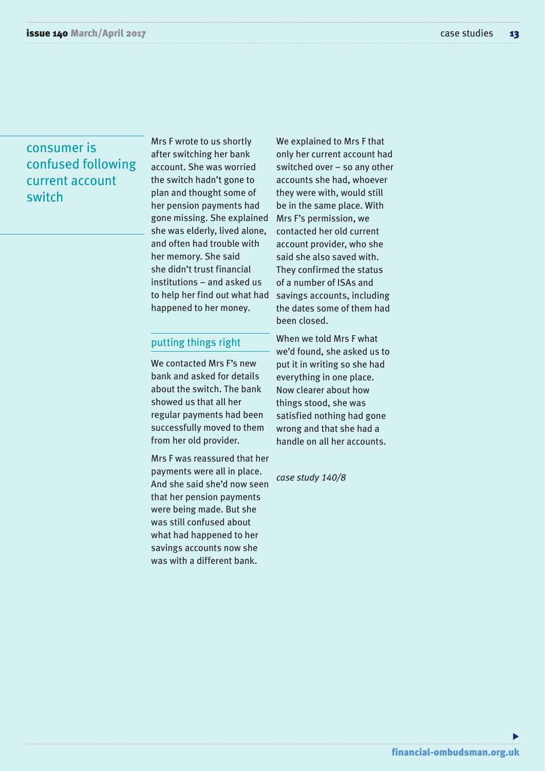## consumer is confused following current account switch

Mrs F wrote to us shortly after switching her bank account. She was worried the switch hadn't gone to plan and thought some of her pension payments had gone missing. She explained she was elderly, lived alone, and often had trouble with her memory. She said she didn't trust financial institutions – and asked us to help her find out what had happened to her money.

### putting things right

We contacted Mrs F's new bank and asked for details about the switch. The bank showed us that all her regular payments had been successfully moved to them from her old provider.

Mrs F was reassured that her payments were all in place. And she said she'd now seen that her pension payments were being made. But she was still confused about what had happened to her savings accounts now she was with a different bank.

We explained to Mrs F that only her current account had switched over – so any other accounts she had, whoever they were with, would still be in the same place. With Mrs F's permission, we contacted her old current account provider, who she said she also saved with. They confirmed the status of a number of ISAs and savings accounts, including the dates some of them had been closed.

When we told Mrs F what we'd found, she asked us to put it in writing so she had everything in one place. Now clearer about how things stood, she was satisfied nothing had gone wrong and that she had a handle on all her accounts.

*case study 140/8*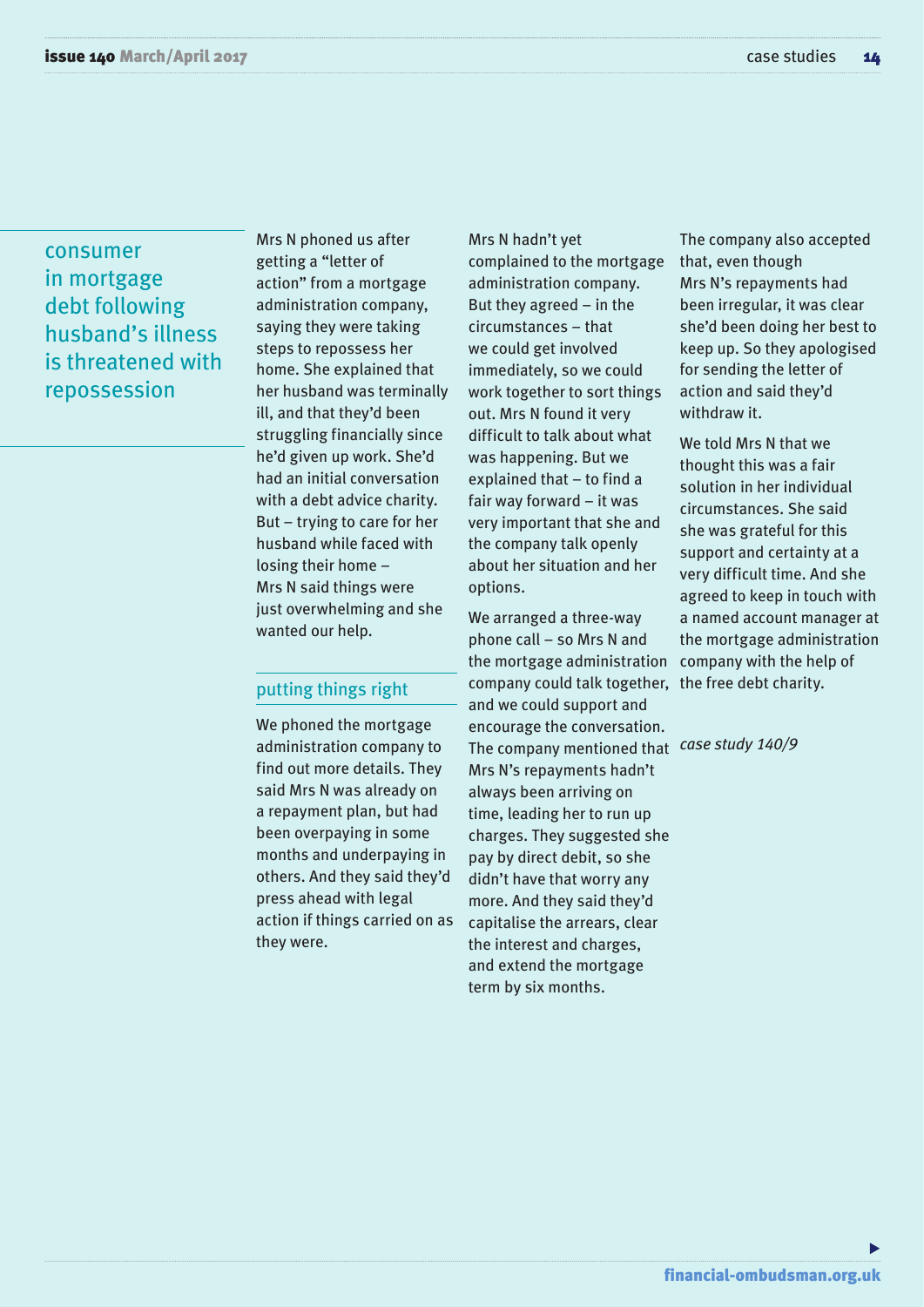## consumer in mortgage debt following husband's illness is threatened with repossession

Mrs N phoned us after getting a "letter of action" from a mortgage administration company, saying they were taking steps to repossess her home. She explained that her husband was terminally ill, and that they'd been struggling financially since he'd given up work. She'd had an initial conversation with a debt advice charity. But – trying to care for her husband while faced with losing their home – Mrs N said things were just overwhelming and she wanted our help.

### putting things right

We phoned the mortgage administration company to find out more details. They said Mrs N was already on a repayment plan, but had been overpaying in some months and underpaying in others. And they said they'd press ahead with legal action if things carried on as they were.

Mrs N hadn't yet complained to the mortgage administration company. But they agreed – in the circumstances – that we could get involved immediately, so we could work together to sort things out. Mrs N found it very difficult to talk about what was happening. But we explained that – to find a fair way forward – it was very important that she and the company talk openly about her situation and her options.

We arranged a three-way phone call – so Mrs N and the mortgage administration company could talk together, and we could support and encourage the conversation. The company mentioned that Mrs N's repayments hadn't always been arriving on time, leading her to run up charges. They suggested she pay by direct debit, so she didn't have that worry any more. And they said they'd capitalise the arrears, clear the interest and charges, and extend the mortgage term by six months.

The company also accepted that, even though Mrs N's repayments had been irregular, it was clear she'd been doing her best to keep up. So they apologised for sending the letter of action and said they'd withdraw it.

We told Mrs N that we thought this was a fair solution in her individual circumstances. She said she was grateful for this support and certainty at a very difficult time. And she agreed to keep in touch with a named account manager at the mortgage administration company with the help of the free debt charity.

*case study 140/9*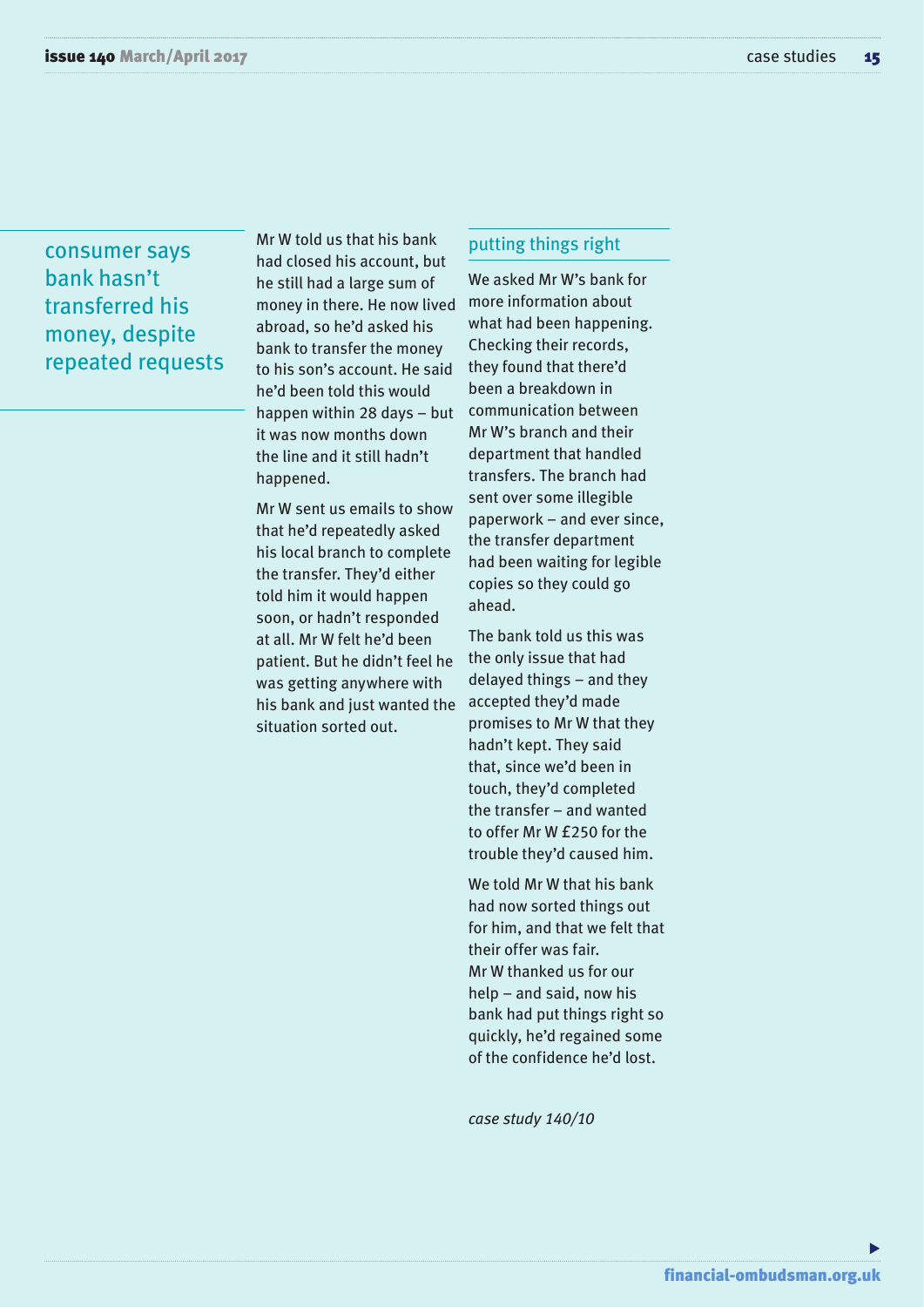## consumer says bank hasn't transferred his money, despite repeated requests

Mr W told us that his bank had closed his account, but he still had a large sum of money in there. He now lived abroad, so he'd asked his bank to transfer the money to his son's account. He said he'd been told this would happen within 28 days – but it was now months down the line and it still hadn't happened.

Mr W sent us emails to show that he'd repeatedly asked his local branch to complete the transfer. They'd either told him it would happen soon, or hadn't responded at all. Mr W felt he'd been patient. But he didn't feel he was getting anywhere with his bank and just wanted the situation sorted out.

### putting things right

We asked Mr W's bank for more information about what had been happening. Checking their records, they found that there'd been a breakdown in communication between Mr W's branch and their department that handled transfers. The branch had sent over some illegible paperwork – and ever since, the transfer department had been waiting for legible copies so they could go ahead.

The bank told us this was the only issue that had delayed things – and they accepted they'd made promises to Mr W that they hadn't kept. They said that, since we'd been in touch, they'd completed the transfer – and wanted to offer Mr W £250 for the trouble they'd caused him.

We told Mr W that his bank had now sorted things out for him, and that we felt that their offer was fair. Mr W thanked us for our help – and said, now his bank had put things right so quickly, he'd regained some of the confidence he'd lost.

*case study 140/10*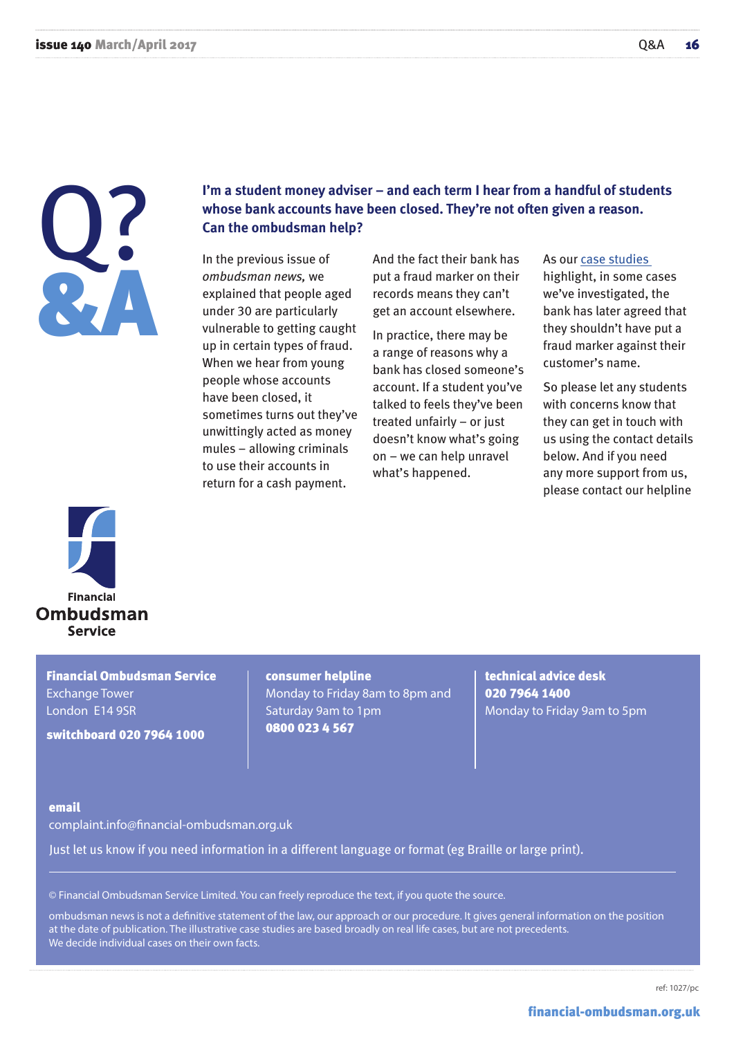# Q? & A

## I'm a student money adviser – and each term I hear from a handful of students whose bank accounts have been closed. They're not often given a reason. Can the ombudsman help?

In the previous issue of *ombudsman news,* we explained that people aged under 30 are particularly vulnerable to getting caught up in certain types of fraud. When we hear from young people whose accounts have been closed, it sometimes turns out they've unwittingly acted as money mules – allowing criminals to use their accounts in return for a cash payment.

And the fact their bank has put a fraud marker on their records means they can't get an account elsewhere.

In practice, there may be a range of reasons why a bank has closed someone's account. If a student you've talked to feels they've been treated unfairly – or just doesn't know what's going on – we can help unravel what's happened.

As our case studies highlight, in some cases we've investigated, the bank has later agreed that they shouldn't have put a fraud marker against their customer's name.

So please let any students with concerns know that they can get in touch with us using the contact details below. And if you need any more support from us, please contact our helpline

Financial Ombudsman Service

**Financial Ombudsman Service**
Exchange Tower
London E14 9SR

**switchboard 020 7964 1000**

**consumer helpline**
Monday to Friday 8am to 8pm and Saturday 9am to 1pm
**0800 023 4 567**

**technical advice desk**
**020 7964 1400**
Monday to Friday 9am to 5pm

**email**
complaint.info@financial-ombudsman.org.uk

Just let us know if you need information in a different language or format (eg Braille or large print).

© Financial Ombudsman Service Limited. You can freely reproduce the text, if you quote the source.

ombudsman news is not a definitive statement of the law, our approach or our procedure. It gives general information on the position at the date of publication. The illustrative case studies are based broadly on real life cases, but are not precedents. We decide individual cases on their own facts.

ref: 1027/pc

financial-ombudsman.org.uk